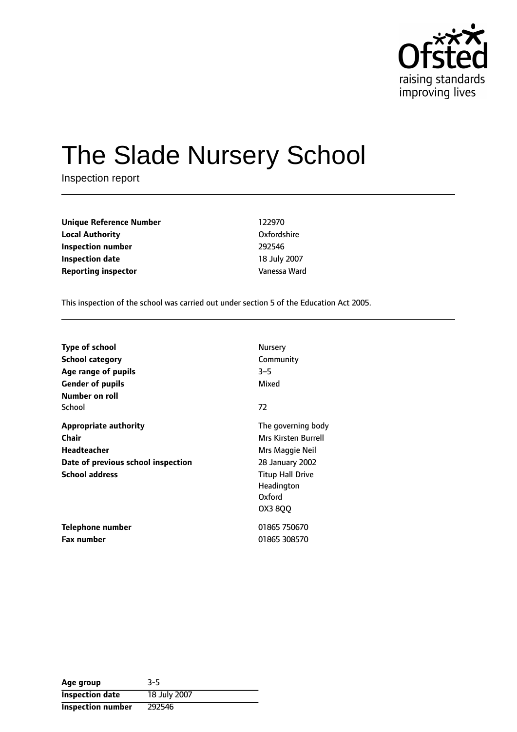Ofsted
raising standards
improving lives

# The Slade Nursery School

Inspection report

| | |
|---|---|
| **Unique Reference Number** | 122970 |
| **Local Authority** | Oxfordshire |
| **Inspection number** | 292546 |
| **Inspection date** | 18 July 2007 |
| **Reporting inspector** | Vanessa Ward |

This inspection of the school was carried out under section 5 of the Education Act 2005.

| | |
|---|---|
| **Type of school** | Nursery |
| **School category** | Community |
| **Age range of pupils** | 3–5 |
| **Gender of pupils** | Mixed |
| **Number on roll** | |
| School | 72 |
| **Appropriate authority** | The governing body |
| **Chair** | Mrs Kirsten Burrell |
| **Headteacher** | Mrs Maggie Neil |
| **Date of previous school inspection** | 28 January 2002 |
| **School address** | Titup Hall Drive<br>Headington<br>Oxford<br>OX3 8QQ |
| **Telephone number** | 01865 750670 |
| **Fax number** | 01865 308570 |

| | |
|---|---|
| **Age group** | 3-5 |
| **Inspection date** | 18 July 2007 |
| **Inspection number** | 292546 |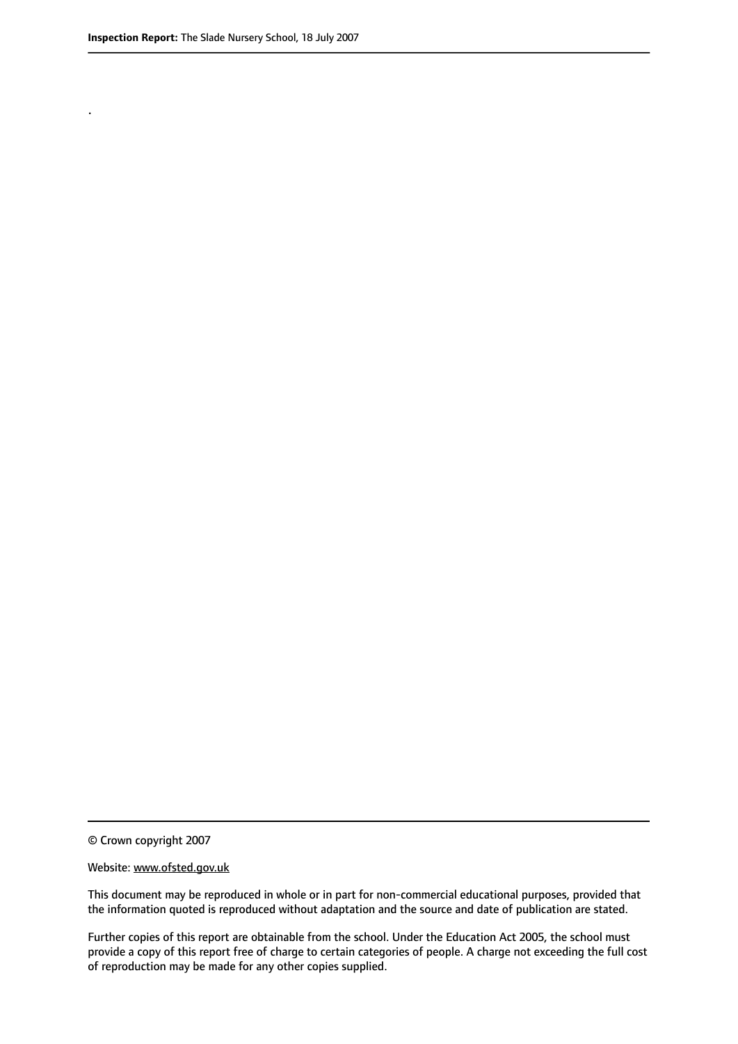.

© Crown copyright 2007

Website: www.ofsted.gov.uk

This document may be reproduced in whole or in part for non-commercial educational purposes, provided that the information quoted is reproduced without adaptation and the source and date of publication are stated.

Further copies of this report are obtainable from the school. Under the Education Act 2005, the school must provide a copy of this report free of charge to certain categories of people. A charge not exceeding the full cost of reproduction may be made for any other copies supplied.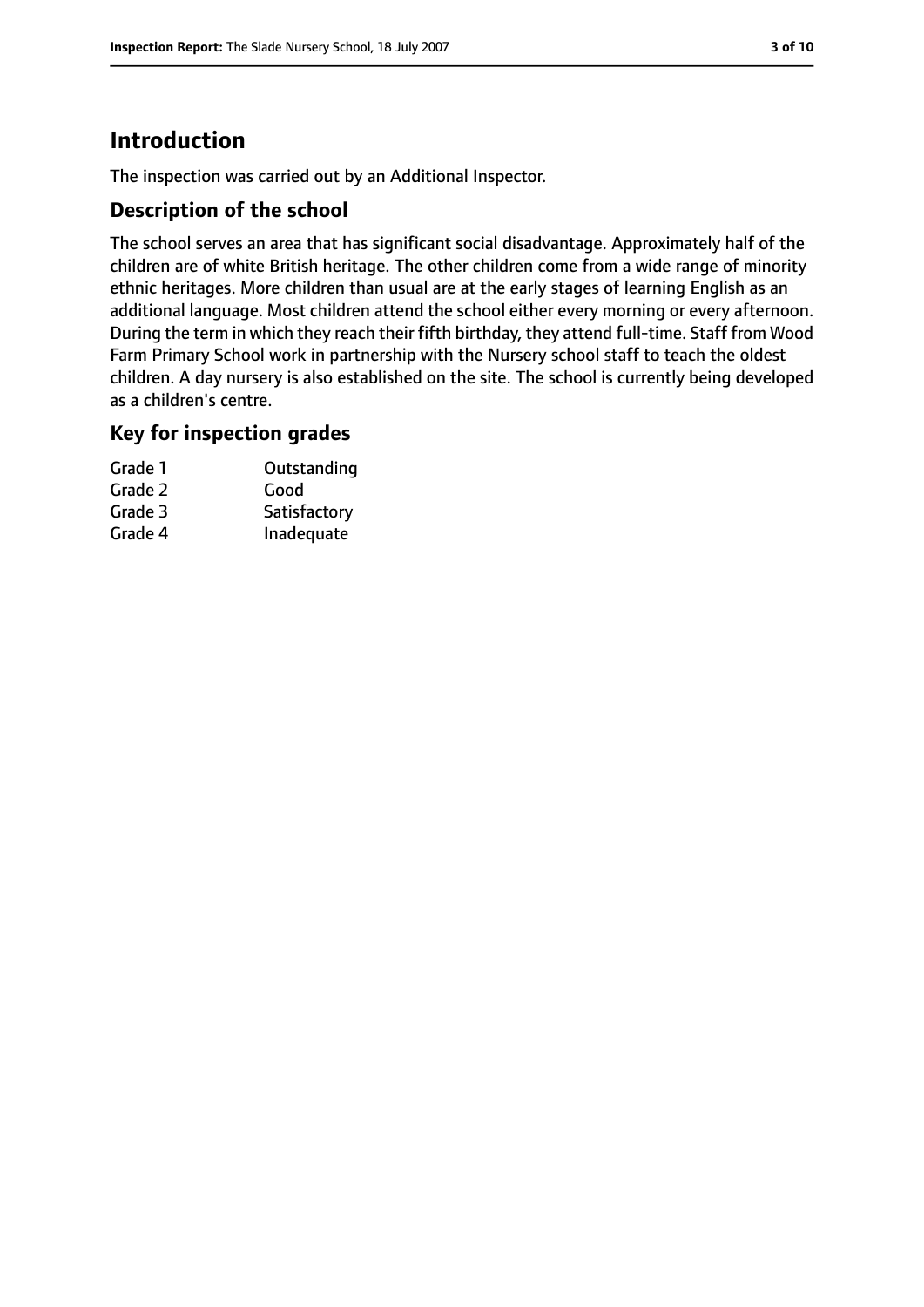## Introduction

The inspection was carried out by an Additional Inspector.

### Description of the school

The school serves an area that has significant social disadvantage. Approximately half of the children are of white British heritage. The other children come from a wide range of minority ethnic heritages. More children than usual are at the early stages of learning English as an additional language. Most children attend the school either every morning or every afternoon. During the term in which they reach their fifth birthday, they attend full-time. Staff from Wood Farm Primary School work in partnership with the Nursery school staff to teach the oldest children. A day nursery is also established on the site. The school is currently being developed as a children's centre.

### Key for inspection grades

| | |
|---|---|
| Grade 1 | Outstanding |
| Grade 2 | Good |
| Grade 3 | Satisfactory |
| Grade 4 | Inadequate |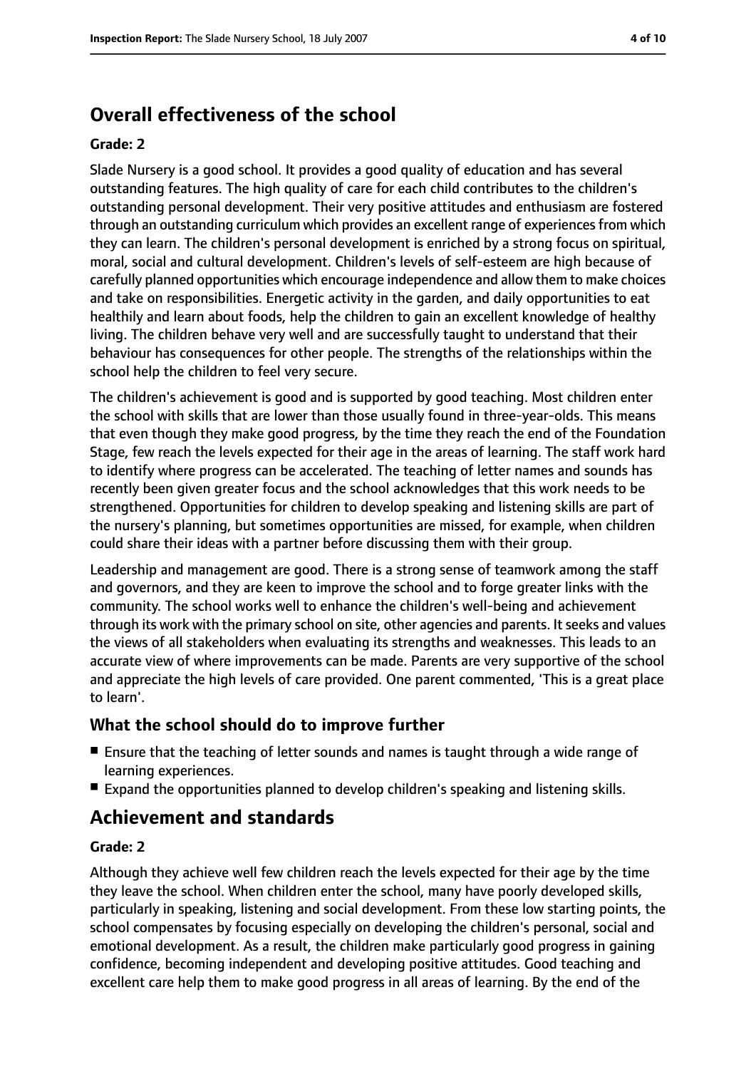## Overall effectiveness of the school

**Grade: 2**

Slade Nursery is a good school. It provides a good quality of education and has several outstanding features. The high quality of care for each child contributes to the children's outstanding personal development. Their very positive attitudes and enthusiasm are fostered through an outstanding curriculum which provides an excellent range of experiences from which they can learn. The children's personal development is enriched by a strong focus on spiritual, moral, social and cultural development. Children's levels of self-esteem are high because of carefully planned opportunities which encourage independence and allow them to make choices and take on responsibilities. Energetic activity in the garden, and daily opportunities to eat healthily and learn about foods, help the children to gain an excellent knowledge of healthy living. The children behave very well and are successfully taught to understand that their behaviour has consequences for other people. The strengths of the relationships within the school help the children to feel very secure.

The children's achievement is good and is supported by good teaching. Most children enter the school with skills that are lower than those usually found in three-year-olds. This means that even though they make good progress, by the time they reach the end of the Foundation Stage, few reach the levels expected for their age in the areas of learning. The staff work hard to identify where progress can be accelerated. The teaching of letter names and sounds has recently been given greater focus and the school acknowledges that this work needs to be strengthened. Opportunities for children to develop speaking and listening skills are part of the nursery's planning, but sometimes opportunities are missed, for example, when children could share their ideas with a partner before discussing them with their group.

Leadership and management are good. There is a strong sense of teamwork among the staff and governors, and they are keen to improve the school and to forge greater links with the community. The school works well to enhance the children's well-being and achievement through its work with the primary school on site, other agencies and parents. It seeks and values the views of all stakeholders when evaluating its strengths and weaknesses. This leads to an accurate view of where improvements can be made. Parents are very supportive of the school and appreciate the high levels of care provided. One parent commented, 'This is a great place to learn'.

### What the school should do to improve further

- Ensure that the teaching of letter sounds and names is taught through a wide range of learning experiences.
- Expand the opportunities planned to develop children's speaking and listening skills.

## Achievement and standards

**Grade: 2**

Although they achieve well few children reach the levels expected for their age by the time they leave the school. When children enter the school, many have poorly developed skills, particularly in speaking, listening and social development. From these low starting points, the school compensates by focusing especially on developing the children's personal, social and emotional development. As a result, the children make particularly good progress in gaining confidence, becoming independent and developing positive attitudes. Good teaching and excellent care help them to make good progress in all areas of learning. By the end of the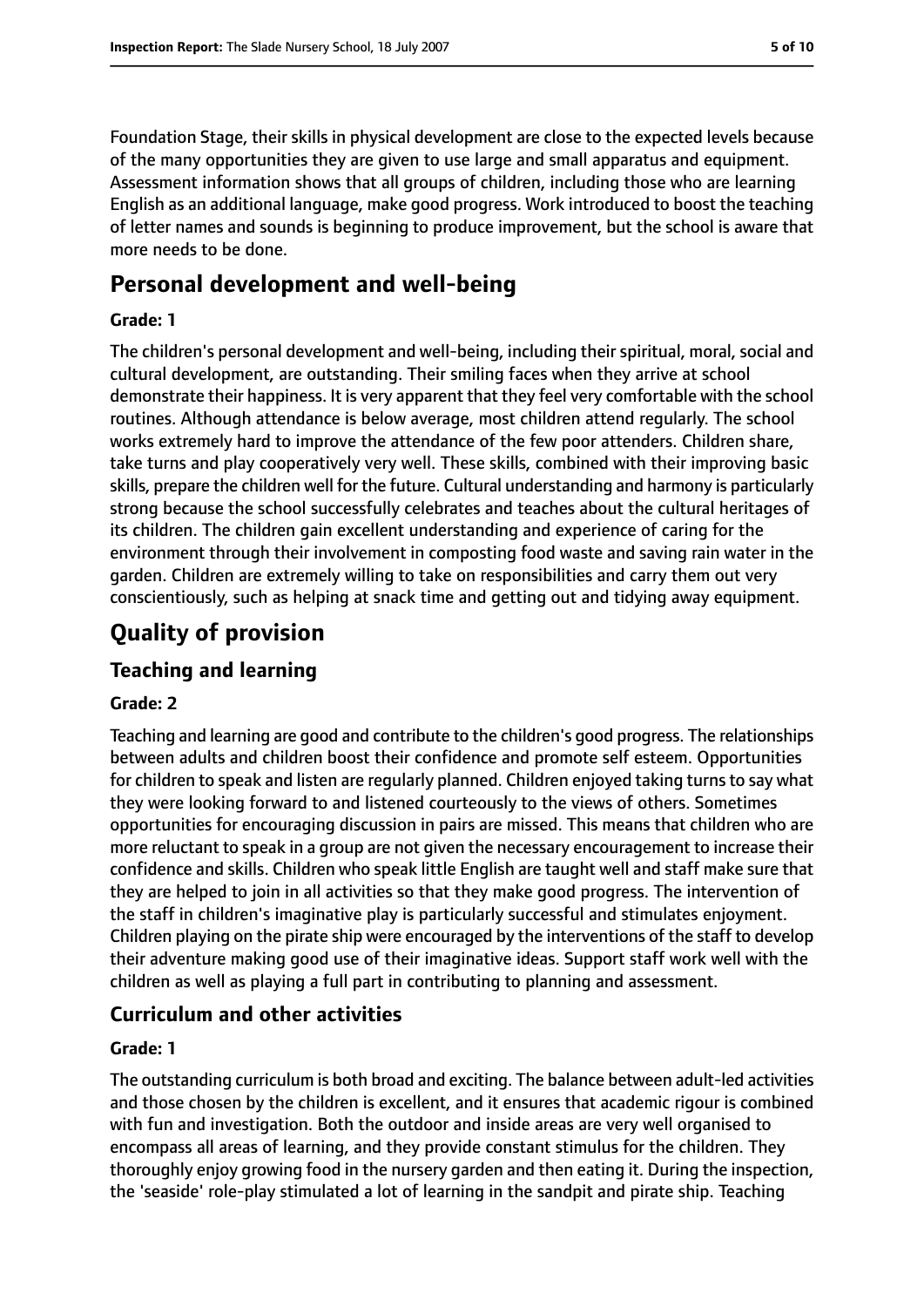Foundation Stage, their skills in physical development are close to the expected levels because of the many opportunities they are given to use large and small apparatus and equipment. Assessment information shows that all groups of children, including those who are learning English as an additional language, make good progress. Work introduced to boost the teaching of letter names and sounds is beginning to produce improvement, but the school is aware that more needs to be done.

# Personal development and well-being

**Grade: 1**

The children's personal development and well-being, including their spiritual, moral, social and cultural development, are outstanding. Their smiling faces when they arrive at school demonstrate their happiness. It is very apparent that they feel very comfortable with the school routines. Although attendance is below average, most children attend regularly. The school works extremely hard to improve the attendance of the few poor attenders. Children share, take turns and play cooperatively very well. These skills, combined with their improving basic skills, prepare the children well for the future. Cultural understanding and harmony is particularly strong because the school successfully celebrates and teaches about the cultural heritages of its children. The children gain excellent understanding and experience of caring for the environment through their involvement in composting food waste and saving rain water in the garden. Children are extremely willing to take on responsibilities and carry them out very conscientiously, such as helping at snack time and getting out and tidying away equipment.

# Quality of provision

## Teaching and learning

**Grade: 2**

Teaching and learning are good and contribute to the children's good progress. The relationships between adults and children boost their confidence and promote self esteem. Opportunities for children to speak and listen are regularly planned. Children enjoyed taking turns to say what they were looking forward to and listened courteously to the views of others. Sometimes opportunities for encouraging discussion in pairs are missed. This means that children who are more reluctant to speak in a group are not given the necessary encouragement to increase their confidence and skills. Children who speak little English are taught well and staff make sure that they are helped to join in all activities so that they make good progress. The intervention of the staff in children's imaginative play is particularly successful and stimulates enjoyment. Children playing on the pirate ship were encouraged by the interventions of the staff to develop their adventure making good use of their imaginative ideas. Support staff work well with the children as well as playing a full part in contributing to planning and assessment.

## Curriculum and other activities

**Grade: 1**

The outstanding curriculum is both broad and exciting. The balance between adult-led activities and those chosen by the children is excellent, and it ensures that academic rigour is combined with fun and investigation. Both the outdoor and inside areas are very well organised to encompass all areas of learning, and they provide constant stimulus for the children. They thoroughly enjoy growing food in the nursery garden and then eating it. During the inspection, the 'seaside' role-play stimulated a lot of learning in the sandpit and pirate ship. Teaching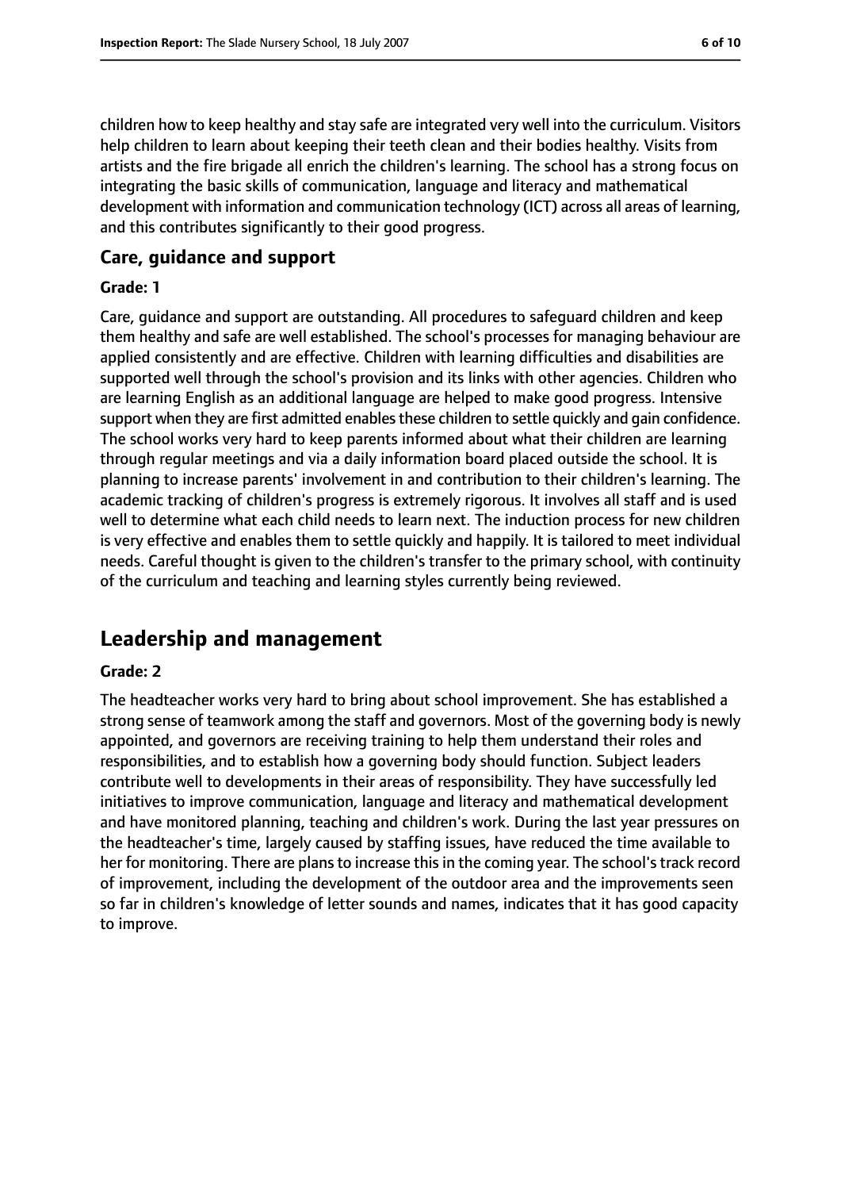children how to keep healthy and stay safe are integrated very well into the curriculum. Visitors help children to learn about keeping their teeth clean and their bodies healthy. Visits from artists and the fire brigade all enrich the children's learning. The school has a strong focus on integrating the basic skills of communication, language and literacy and mathematical development with information and communication technology (ICT) across all areas of learning, and this contributes significantly to their good progress.

### Care, guidance and support

**Grade: 1**

Care, guidance and support are outstanding. All procedures to safeguard children and keep them healthy and safe are well established. The school's processes for managing behaviour are applied consistently and are effective. Children with learning difficulties and disabilities are supported well through the school's provision and its links with other agencies. Children who are learning English as an additional language are helped to make good progress. Intensive support when they are first admitted enables these children to settle quickly and gain confidence. The school works very hard to keep parents informed about what their children are learning through regular meetings and via a daily information board placed outside the school. It is planning to increase parents' involvement in and contribution to their children's learning. The academic tracking of children's progress is extremely rigorous. It involves all staff and is used well to determine what each child needs to learn next. The induction process for new children is very effective and enables them to settle quickly and happily. It is tailored to meet individual needs. Careful thought is given to the children's transfer to the primary school, with continuity of the curriculum and teaching and learning styles currently being reviewed.

## Leadership and management

**Grade: 2**

The headteacher works very hard to bring about school improvement. She has established a strong sense of teamwork among the staff and governors. Most of the governing body is newly appointed, and governors are receiving training to help them understand their roles and responsibilities, and to establish how a governing body should function. Subject leaders contribute well to developments in their areas of responsibility. They have successfully led initiatives to improve communication, language and literacy and mathematical development and have monitored planning, teaching and children's work. During the last year pressures on the headteacher's time, largely caused by staffing issues, have reduced the time available to her for monitoring. There are plans to increase this in the coming year. The school's track record of improvement, including the development of the outdoor area and the improvements seen so far in children's knowledge of letter sounds and names, indicates that it has good capacity to improve.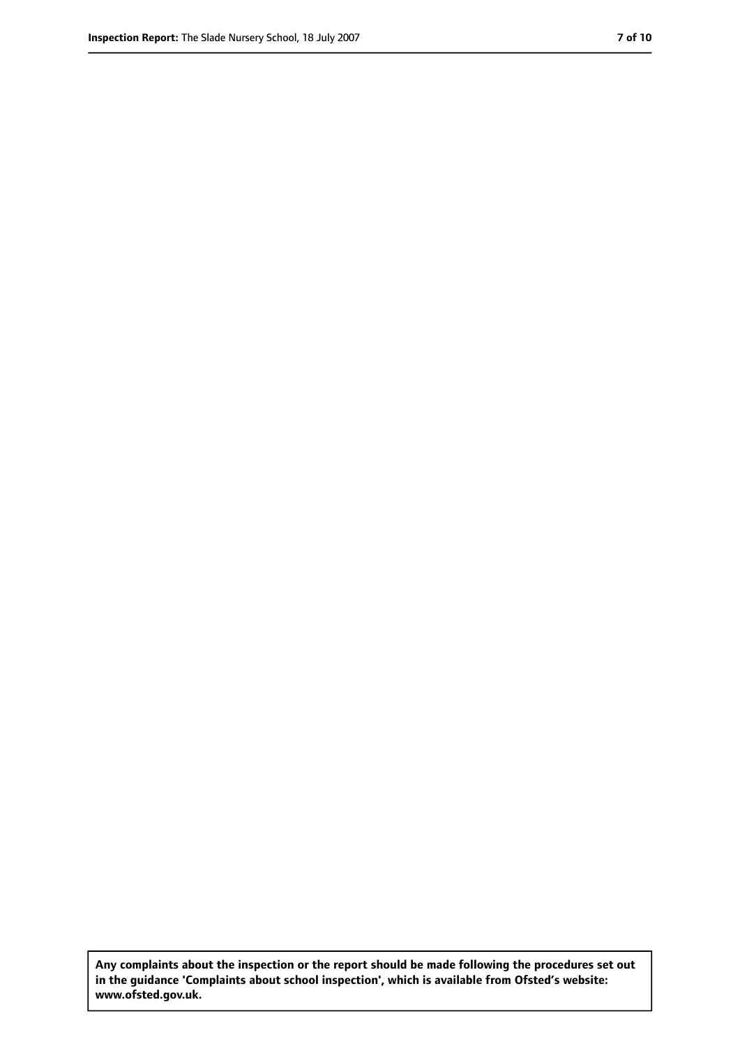**Any complaints about the inspection or the report should be made following the procedures set out in the guidance 'Complaints about school inspection', which is available from Ofsted's website: www.ofsted.gov.uk.**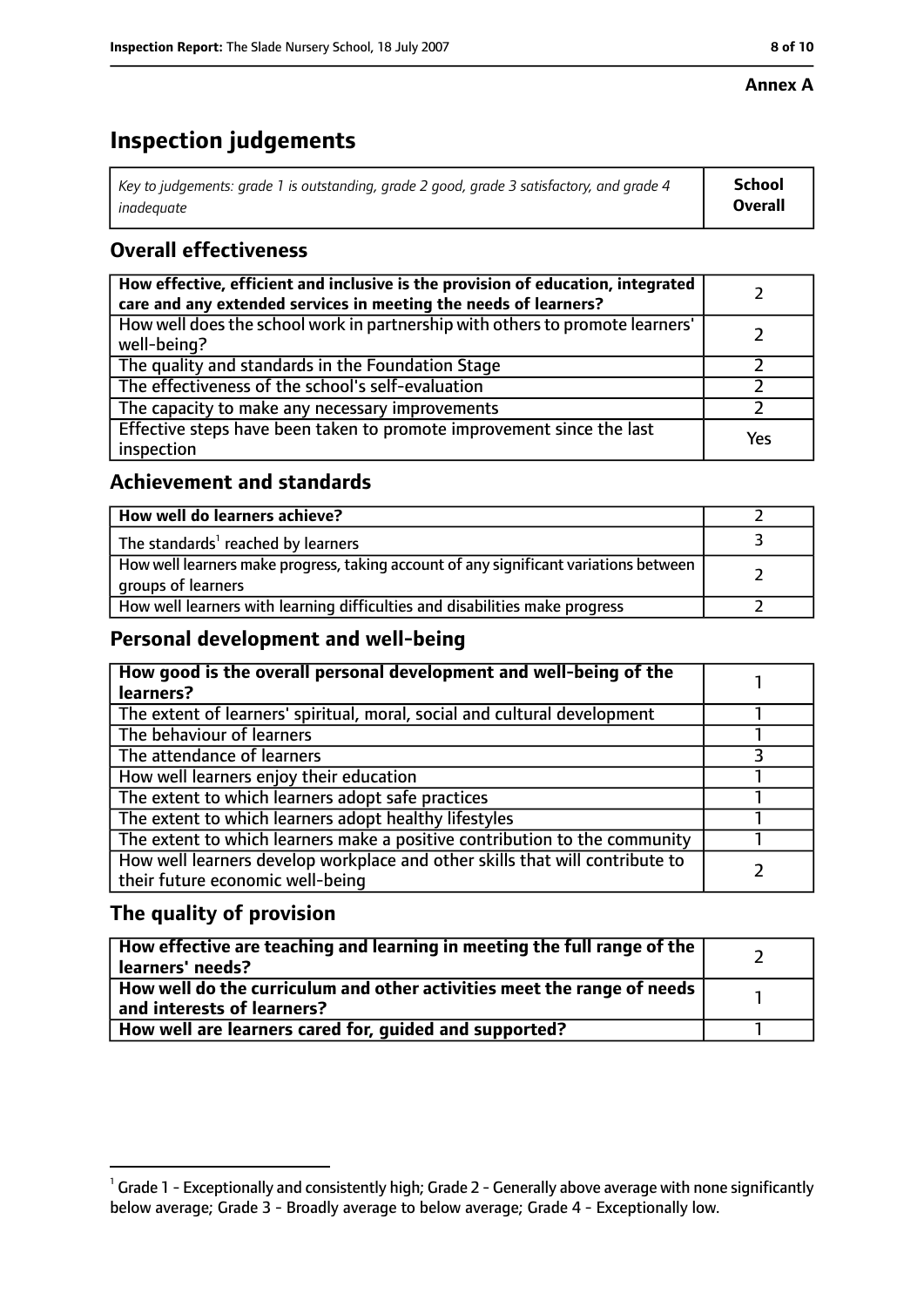**Annex A**

# Inspection judgements

| *Key to judgements: grade 1 is outstanding, grade 2 good, grade 3 satisfactory, and grade 4 inadequate* | **School Overall** |
|---|---|

## Overall effectiveness

| | |
|---|---|
| **How effective, efficient and inclusive is the provision of education, integrated care and any extended services in meeting the needs of learners?** | 2 |
| How well does the school work in partnership with others to promote learners' well-being? | 2 |
| The quality and standards in the Foundation Stage | 2 |
| The effectiveness of the school's self-evaluation | 2 |
| The capacity to make any necessary improvements | 2 |
| Effective steps have been taken to promote improvement since the last inspection | Yes |

## Achievement and standards

| | |
|---|---|
| **How well do learners achieve?** | 2 |
| The standards[1] reached by learners | 3 |
| How well learners make progress, taking account of any significant variations between groups of learners | 2 |
| How well learners with learning difficulties and disabilities make progress | 2 |

## Personal development and well-being

| | |
|---|---|
| **How good is the overall personal development and well-being of the learners?** | 1 |
| The extent of learners' spiritual, moral, social and cultural development | 1 |
| The behaviour of learners | 1 |
| The attendance of learners | 3 |
| How well learners enjoy their education | 1 |
| The extent to which learners adopt safe practices | 1 |
| The extent to which learners adopt healthy lifestyles | 1 |
| The extent to which learners make a positive contribution to the community | 1 |
| How well learners develop workplace and other skills that will contribute to their future economic well-being | 2 |

## The quality of provision

| | |
|---|---|
| **How effective are teaching and learning in meeting the full range of the learners' needs?** | 2 |
| **How well do the curriculum and other activities meet the range of needs and interests of learners?** | 1 |
| **How well are learners cared for, guided and supported?** | 1 |

[1] Grade 1 - Exceptionally and consistently high; Grade 2 - Generally above average with none significantly below average; Grade 3 - Broadly average to below average; Grade 4 - Exceptionally low.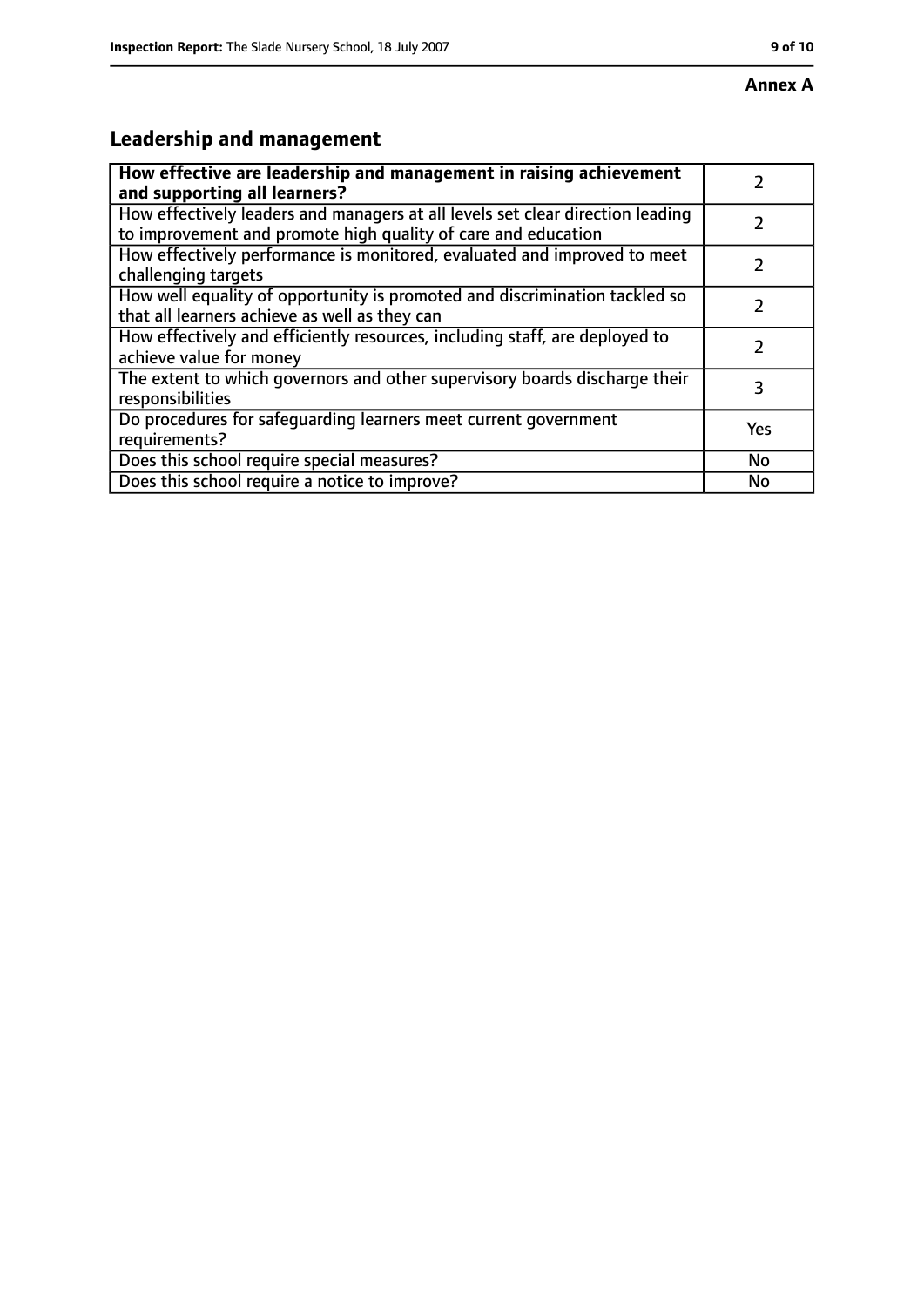**Annex A**

## Leadership and management

| **How effective are leadership and management in raising achievement and supporting all learners?** | 2 |
|---|---|
| How effectively leaders and managers at all levels set clear direction leading to improvement and promote high quality of care and education | 2 |
| How effectively performance is monitored, evaluated and improved to meet challenging targets | 2 |
| How well equality of opportunity is promoted and discrimination tackled so that all learners achieve as well as they can | 2 |
| How effectively and efficiently resources, including staff, are deployed to achieve value for money | 2 |
| The extent to which governors and other supervisory boards discharge their responsibilities | 3 |
| Do procedures for safeguarding learners meet current government requirements? | Yes |
| Does this school require special measures? | No |
| Does this school require a notice to improve? | No |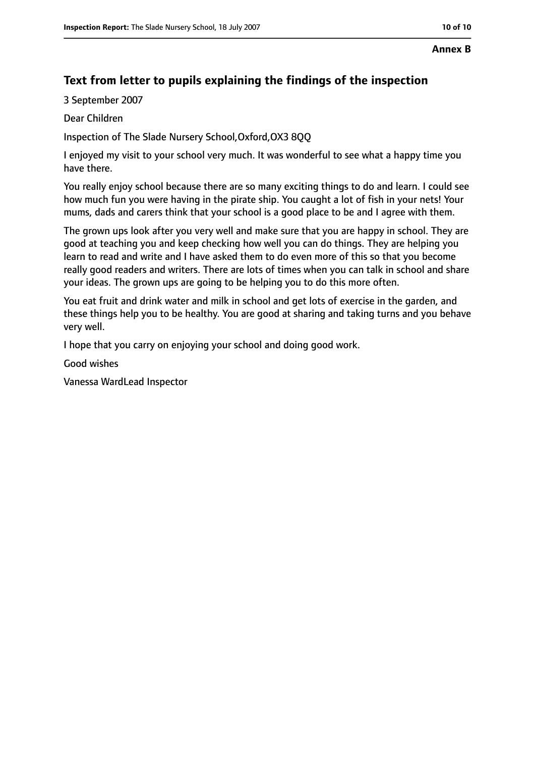**Annex B**

## Text from letter to pupils explaining the findings of the inspection

3 September 2007

Dear Children

Inspection of The Slade Nursery School,Oxford,OX3 8QQ

I enjoyed my visit to your school very much. It was wonderful to see what a happy time you have there.

You really enjoy school because there are so many exciting things to do and learn. I could see how much fun you were having in the pirate ship. You caught a lot of fish in your nets! Your mums, dads and carers think that your school is a good place to be and I agree with them.

The grown ups look after you very well and make sure that you are happy in school. They are good at teaching you and keep checking how well you can do things. They are helping you learn to read and write and I have asked them to do even more of this so that you become really good readers and writers. There are lots of times when you can talk in school and share your ideas. The grown ups are going to be helping you to do this more often.

You eat fruit and drink water and milk in school and get lots of exercise in the garden, and these things help you to be healthy. You are good at sharing and taking turns and you behave very well.

I hope that you carry on enjoying your school and doing good work.

Good wishes

Vanessa WardLead Inspector